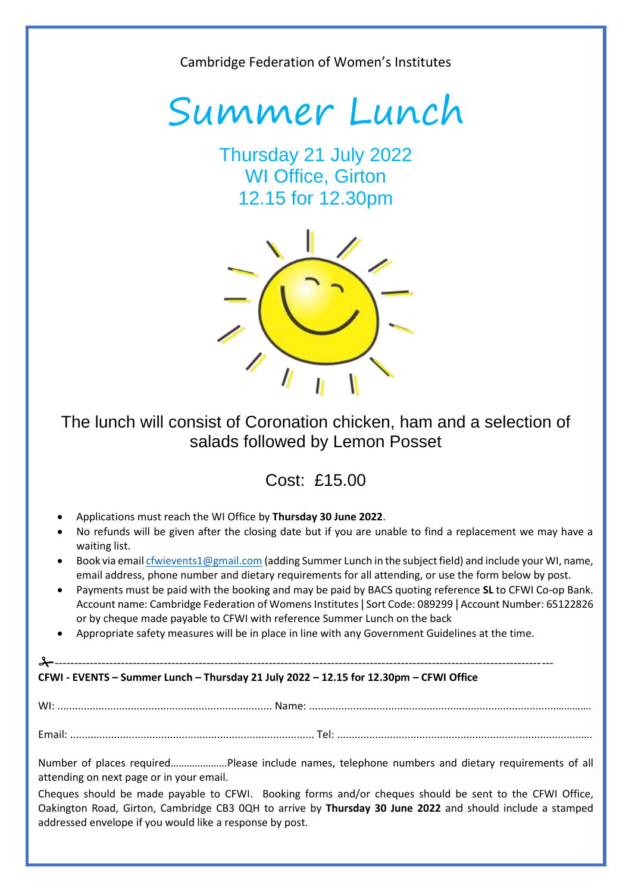Cambridge Federation of Women's Institutes

# Summer Lunch

## Thursday 21 July 2022
## WI Office, Girton
## 12.15 for 12.30pm

The lunch will consist of Coronation chicken, ham and a selection of salads followed by Lemon Posset

Cost: £15.00

- Applications must reach the WI Office by **Thursday 30 June 2022**.
- No refunds will be given after the closing date but if you are unable to find a replacement we may have a waiting list.
- Book via email cfwievents1@gmail.com (adding Summer Lunch in the subject field) and include your WI, name, email address, phone number and dietary requirements for all attending, or use the form below by post.
- Payments must be paid with the booking and may be paid by BACS quoting reference **SL** to CFWI Co-op Bank. Account name: Cambridge Federation of Womens Institutes | Sort Code: 089299 | Account Number: 65122826 or by cheque made payable to CFWI with reference Summer Lunch on the back
- Appropriate safety measures will be in place in line with any Government Guidelines at the time.

✂-----------------------------------------------------------------------------------------------------------------------------

**CFWI - EVENTS – Summer Lunch – Thursday 21 July 2022 – 12.15 for 12.30pm – CFWI Office**

WI: ........................................................................ Name: ................................................................................................

Email: .................................................................................. Tel: ......................................................................................

Number of places required…………………Please include names, telephone numbers and dietary requirements of all attending on next page or in your email.

Cheques should be made payable to CFWI. Booking forms and/or cheques should be sent to the CFWI Office, Oakington Road, Girton, Cambridge CB3 0QH to arrive by **Thursday 30 June 2022** and should include a stamped addressed envelope if you would like a response by post.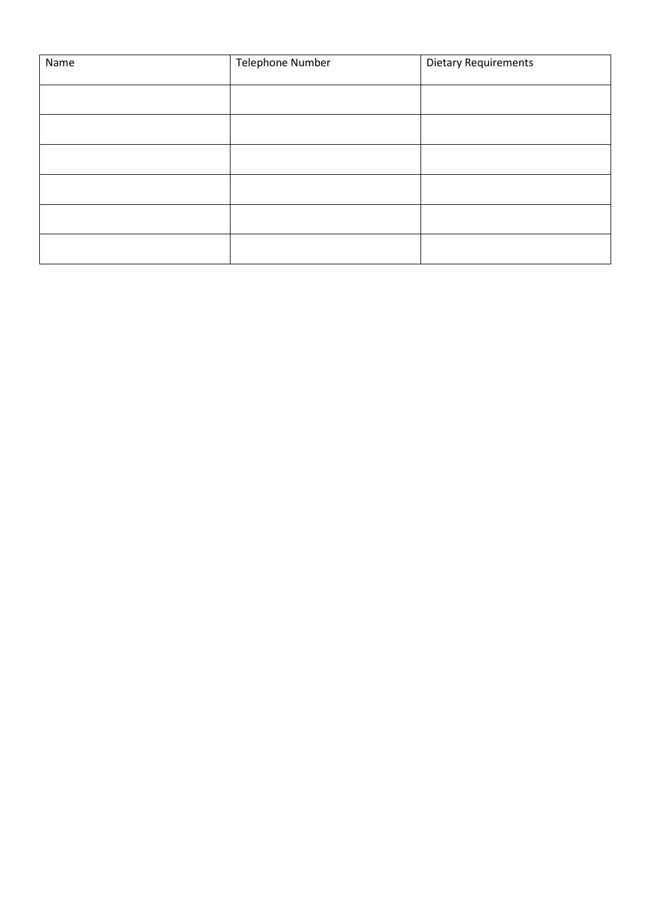| Name | Telephone Number | Dietary Requirements |
| --- | --- | --- |
| | | |
| | | |
| | | |
| | | |
| | | |
| | | |